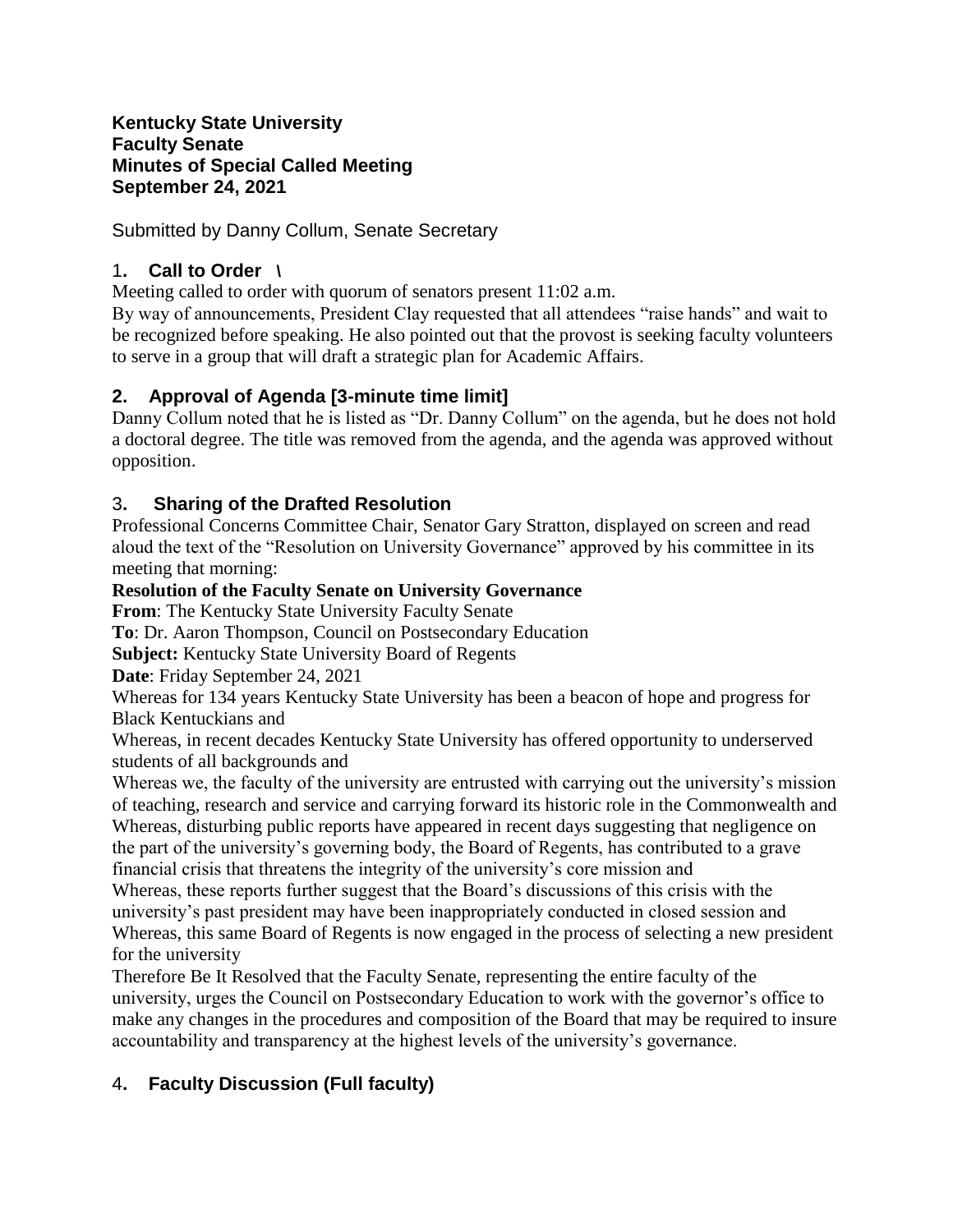**Kentucky State University**
**Faculty Senate**
**Minutes of Special Called Meeting**
**September 24, 2021**

Submitted by Danny Collum, Senate Secretary

## 1. Call to Order \

Meeting called to order with quorum of senators present 11:02 a.m.

By way of announcements, President Clay requested that all attendees "raise hands" and wait to be recognized before speaking. He also pointed out that the provost is seeking faculty volunteers to serve in a group that will draft a strategic plan for Academic Affairs.

## 2. Approval of Agenda [3-minute time limit]

Danny Collum noted that he is listed as "Dr. Danny Collum" on the agenda, but he does not hold a doctoral degree. The title was removed from the agenda, and the agenda was approved without opposition.

## 3. Sharing of the Drafted Resolution

Professional Concerns Committee Chair, Senator Gary Stratton, displayed on screen and read aloud the text of the "Resolution on University Governance" approved by his committee in its meeting that morning:

**Resolution of the Faculty Senate on University Governance**

**From**: The Kentucky State University Faculty Senate

**To**: Dr. Aaron Thompson, Council on Postsecondary Education

**Subject:** Kentucky State University Board of Regents

**Date**: Friday September 24, 2021

Whereas for 134 years Kentucky State University has been a beacon of hope and progress for Black Kentuckians and

Whereas, in recent decades Kentucky State University has offered opportunity to underserved students of all backgrounds and

Whereas we, the faculty of the university are entrusted with carrying out the university's mission of teaching, research and service and carrying forward its historic role in the Commonwealth and

Whereas, disturbing public reports have appeared in recent days suggesting that negligence on the part of the university's governing body, the Board of Regents, has contributed to a grave financial crisis that threatens the integrity of the university's core mission and

Whereas, these reports further suggest that the Board's discussions of this crisis with the university's past president may have been inappropriately conducted in closed session and

Whereas, this same Board of Regents is now engaged in the process of selecting a new president for the university

Therefore Be It Resolved that the Faculty Senate, representing the entire faculty of the university, urges the Council on Postsecondary Education to work with the governor's office to make any changes in the procedures and composition of the Board that may be required to insure accountability and transparency at the highest levels of the university's governance.

## 4. Faculty Discussion (Full faculty)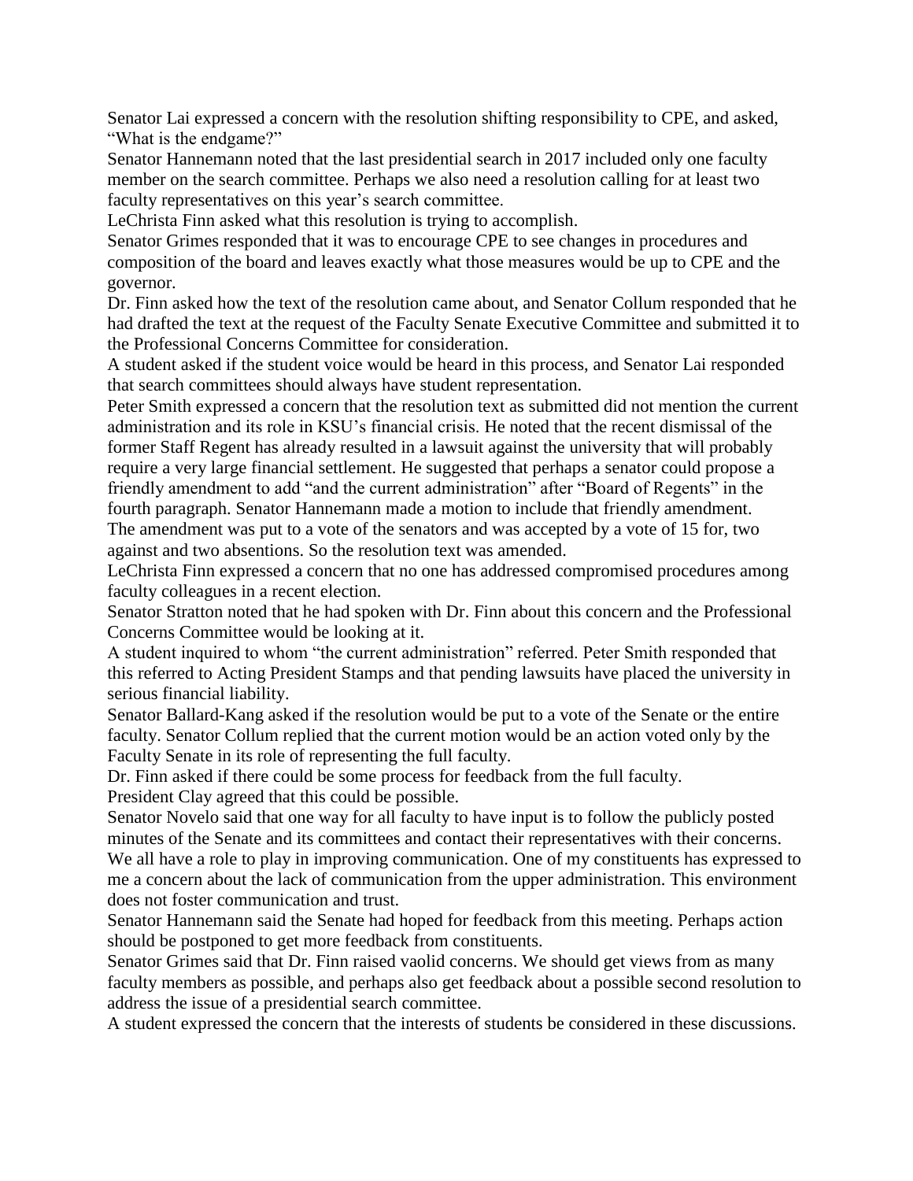Senator Lai expressed a concern with the resolution shifting responsibility to CPE, and asked, "What is the endgame?"

Senator Hannemann noted that the last presidential search in 2017 included only one faculty member on the search committee. Perhaps we also need a resolution calling for at least two faculty representatives on this year's search committee.

LeChrista Finn asked what this resolution is trying to accomplish.

Senator Grimes responded that it was to encourage CPE to see changes in procedures and composition of the board and leaves exactly what those measures would be up to CPE and the governor.

Dr. Finn asked how the text of the resolution came about, and Senator Collum responded that he had drafted the text at the request of the Faculty Senate Executive Committee and submitted it to the Professional Concerns Committee for consideration.

A student asked if the student voice would be heard in this process, and Senator Lai responded that search committees should always have student representation.

Peter Smith expressed a concern that the resolution text as submitted did not mention the current administration and its role in KSU's financial crisis. He noted that the recent dismissal of the former Staff Regent has already resulted in a lawsuit against the university that will probably require a very large financial settlement. He suggested that perhaps a senator could propose a friendly amendment to add "and the current administration" after "Board of Regents" in the fourth paragraph. Senator Hannemann made a motion to include that friendly amendment.

The amendment was put to a vote of the senators and was accepted by a vote of 15 for, two against and two absentions. So the resolution text was amended.

LeChrista Finn expressed a concern that no one has addressed compromised procedures among faculty colleagues in a recent election.

Senator Stratton noted that he had spoken with Dr. Finn about this concern and the Professional Concerns Committee would be looking at it.

A student inquired to whom "the current administration" referred. Peter Smith responded that this referred to Acting President Stamps and that pending lawsuits have placed the university in serious financial liability.

Senator Ballard-Kang asked if the resolution would be put to a vote of the Senate or the entire faculty. Senator Collum replied that the current motion would be an action voted only by the Faculty Senate in its role of representing the full faculty.

Dr. Finn asked if there could be some process for feedback from the full faculty.

President Clay agreed that this could be possible.

Senator Novelo said that one way for all faculty to have input is to follow the publicly posted minutes of the Senate and its committees and contact their representatives with their concerns. We all have a role to play in improving communication. One of my constituents has expressed to me a concern about the lack of communication from the upper administration. This environment does not foster communication and trust.

Senator Hannemann said the Senate had hoped for feedback from this meeting. Perhaps action should be postponed to get more feedback from constituents.

Senator Grimes said that Dr. Finn raised vaolid concerns. We should get views from as many faculty members as possible, and perhaps also get feedback about a possible second resolution to address the issue of a presidential search committee.

A student expressed the concern that the interests of students be considered in these discussions.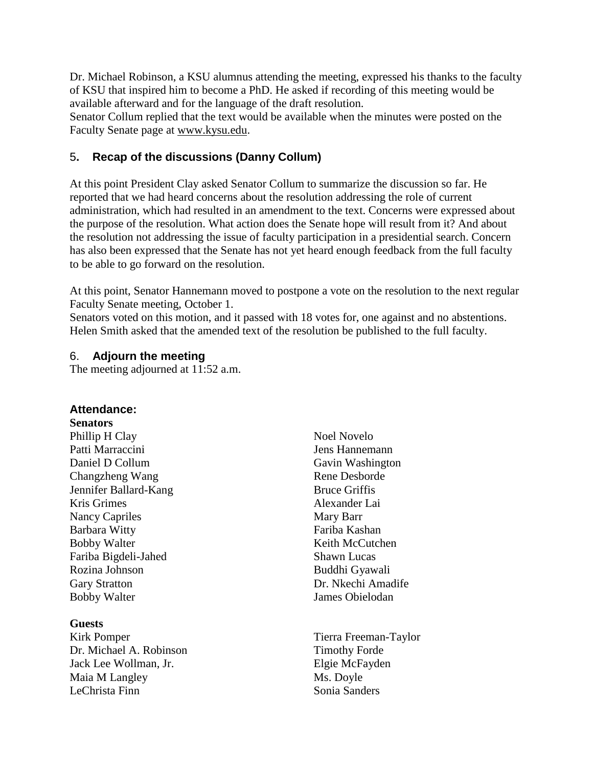Dr. Michael Robinson, a KSU alumnus attending the meeting, expressed his thanks to the faculty of KSU that inspired him to become a PhD. He asked if recording of this meeting would be available afterward and for the language of the draft resolution.
Senator Collum replied that the text would be available when the minutes were posted on the Faculty Senate page at www.kysu.edu.

## 5. Recap of the discussions (Danny Collum)

At this point President Clay asked Senator Collum to summarize the discussion so far. He reported that we had heard concerns about the resolution addressing the role of current administration, which had resulted in an amendment to the text. Concerns were expressed about the purpose of the resolution. What action does the Senate hope will result from it? And about the resolution not addressing the issue of faculty participation in a presidential search. Concern has also been expressed that the Senate has not yet heard enough feedback from the full faculty to be able to go forward on the resolution.

At this point, Senator Hannemann moved to postpone a vote on the resolution to the next regular Faculty Senate meeting, October 1.
Senators voted on this motion, and it passed with 18 votes for, one against and no abstentions.
Helen Smith asked that the amended text of the resolution be published to the full faculty.

## 6. Adjourn the meeting

The meeting adjourned at 11:52 a.m.

### Attendance:

**Senators**

Phillip H Clay
Patti Marraccini
Daniel D Collum
Changzheng Wang
Jennifer Ballard-Kang
Kris Grimes
Nancy Capriles
Barbara Witty
Bobby Walter
Fariba Bigdeli-Jahed
Rozina Johnson
Gary Stratton
Bobby Walter
Noel Novelo
Jens Hannemann
Gavin Washington
Rene Desborde
Bruce Griffis
Alexander Lai
Mary Barr
Fariba Kashan
Keith McCutchen
Shawn Lucas
Buddhi Gyawali
Dr. Nkechi Amadife
James Obielodan

**Guests**

Kirk Pomper
Dr. Michael A. Robinson
Jack Lee Wollman, Jr.
Maia M Langley
LeChrista Finn
Tierra Freeman-Taylor
Timothy Forde
Elgie McFayden
Ms. Doyle
Sonia Sanders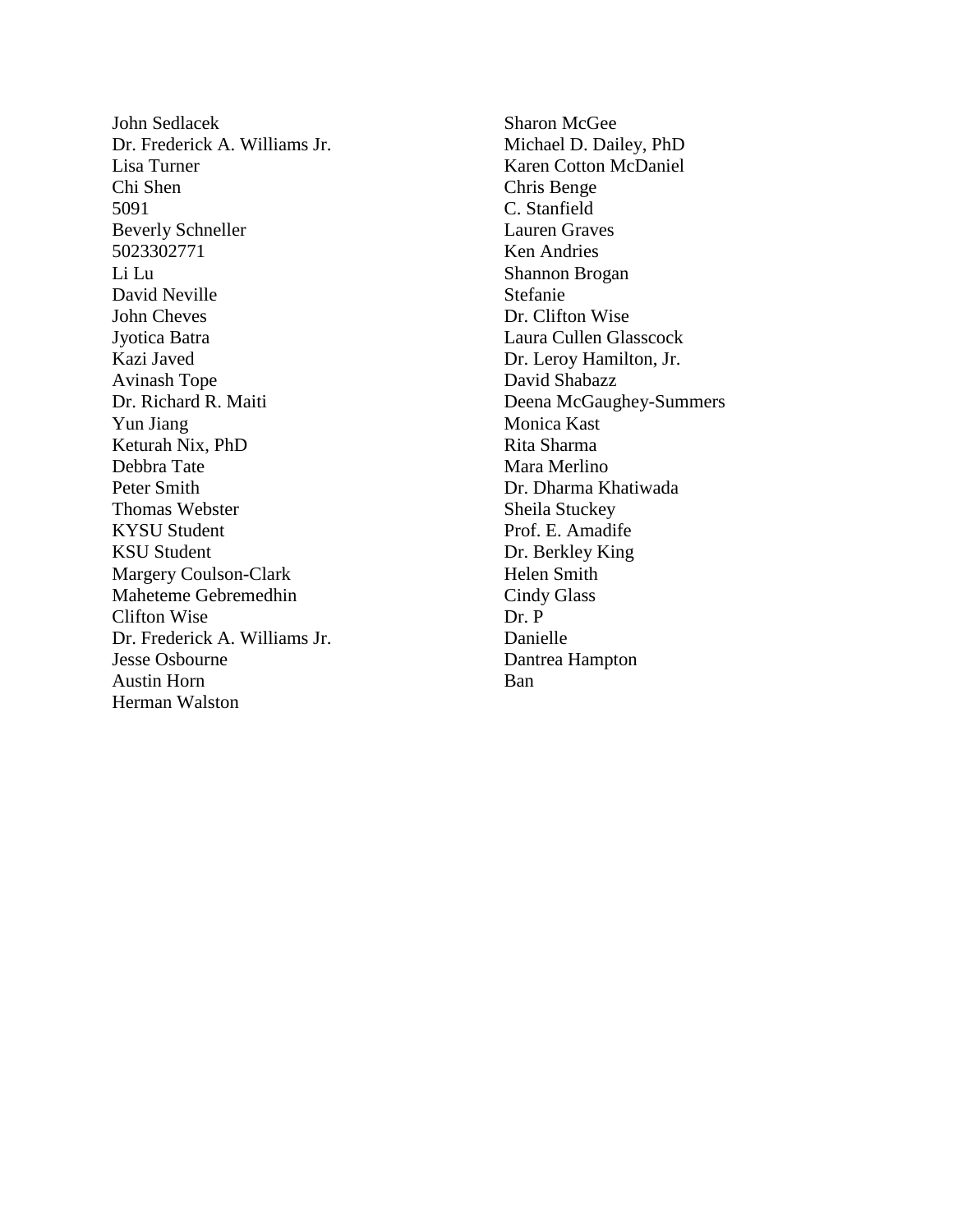John Sedlacek
Dr. Frederick A. Williams Jr.
Lisa Turner
Chi Shen
5091
Beverly Schneller
5023302771
Li Lu
David Neville
John Cheves
Jyotica Batra
Kazi Javed
Avinash Tope
Dr. Richard R. Maiti
Yun Jiang
Keturah Nix, PhD
Debbra Tate
Peter Smith
Thomas Webster
KYSU Student
KSU Student
Margery Coulson-Clark
Maheteme Gebremedhin
Clifton Wise
Dr. Frederick A. Williams Jr.
Jesse Osbourne
Austin Horn
Herman Walston
Sharon McGee
Michael D. Dailey, PhD
Karen Cotton McDaniel
Chris Benge
C. Stanfield
Lauren Graves
Ken Andries
Shannon Brogan
Stefanie
Dr. Clifton Wise
Laura Cullen Glasscock
Dr. Leroy Hamilton, Jr.
David Shabazz
Deena McGaughey-Summers
Monica Kast
Rita Sharma
Mara Merlino
Dr. Dharma Khatiwada
Sheila Stuckey
Prof. E. Amadife
Dr. Berkley King
Helen Smith
Cindy Glass
Dr. P
Danielle
Dantrea Hampton
Ban